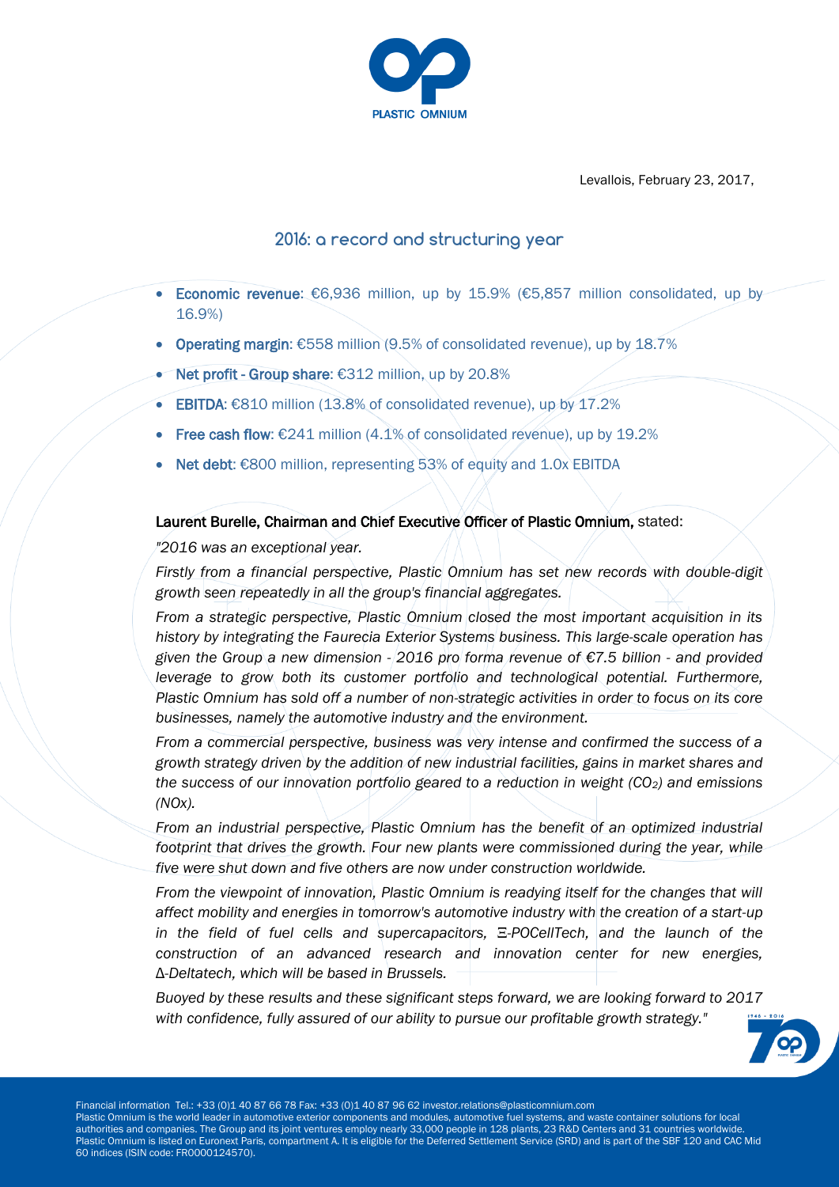Levallois, February 23, 2017,

## 2016: a record and structuring year

- **Economic revenue**: €6,936 million, up by 15.9% (€5,857 million consolidated, up by 16.9%)
- **Operating margin**: €558 million (9.5% of consolidated revenue), up by 18.7%
- **Net profit - Group share**: €312 million, up by 20.8%
- **EBITDA**: €810 million (13.8% of consolidated revenue), up by 17.2%
- **Free cash flow**: €241 million (4.1% of consolidated revenue), up by 19.2%
- **Net debt**: €800 million, representing 53% of equity and 1.0x EBITDA

**Laurent Burelle, Chairman and Chief Executive Officer of Plastic Omnium,** stated:

*"2016 was an exceptional year.*

*Firstly from a financial perspective, Plastic Omnium has set new records with double-digit growth seen repeatedly in all the group's financial aggregates.*

*From a strategic perspective, Plastic Omnium closed the most important acquisition in its history by integrating the Faurecia Exterior Systems business. This large-scale operation has given the Group a new dimension - 2016 pro forma revenue of €7.5 billion - and provided leverage to grow both its customer portfolio and technological potential. Furthermore, Plastic Omnium has sold off a number of non-strategic activities in order to focus on its core businesses, namely the automotive industry and the environment.*

*From a commercial perspective, business was very intense and confirmed the success of a growth strategy driven by the addition of new industrial facilities, gains in market shares and the success of our innovation portfolio geared to a reduction in weight ($CO_2$) and emissions (NOx).*

*From an industrial perspective, Plastic Omnium has the benefit of an optimized industrial footprint that drives the growth. Four new plants were commissioned during the year, while five were shut down and five others are now under construction worldwide.*

*From the viewpoint of innovation, Plastic Omnium is readying itself for the changes that will affect mobility and energies in tomorrow's automotive industry with the creation of a start-up in the field of fuel cells and supercapacitors, Ξ-POCellTech, and the launch of the construction of an advanced research and innovation center for new energies, Δ-Deltatech, which will be based in Brussels.*

*Buoyed by these results and these significant steps forward, we are looking forward to 2017 with confidence, fully assured of our ability to pursue our profitable growth strategy."*

Financial information Tel.: +33 (0)1 40 87 66 78 Fax: +33 (0)1 40 87 96 62 investor.relations@plasticomnium.com
Plastic Omnium is the world leader in automotive exterior components and modules, automotive fuel systems, and waste container solutions for local authorities and companies. The Group and its joint ventures employ nearly 33,000 people in 128 plants, 23 R&D Centers and 31 countries worldwide. Plastic Omnium is listed on Euronext Paris, compartment A. It is eligible for the Deferred Settlement Service (SRD) and is part of the SBF 120 and CAC Mid 60 indices (ISIN code: FR0000124570).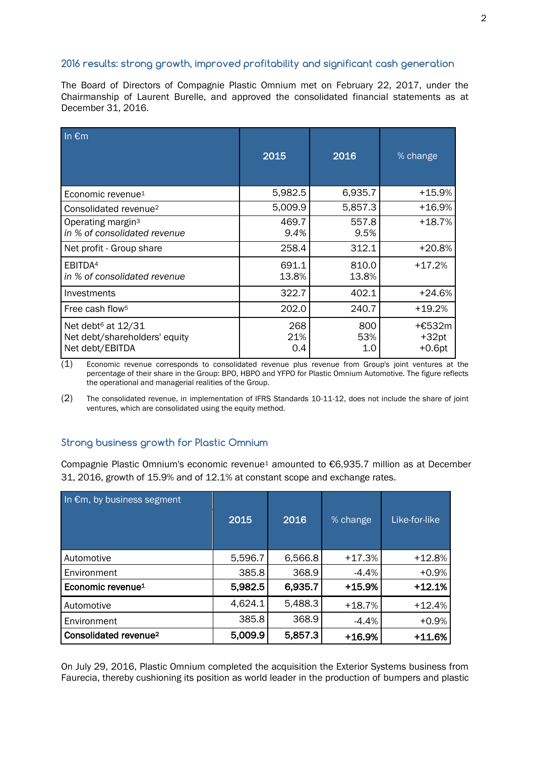## 2016 results: strong growth, improved profitability and significant cash generation

The Board of Directors of Compagnie Plastic Omnium met on February 22, 2017, under the Chairmanship of Laurent Burelle, and approved the consolidated financial statements as at December 31, 2016.

| In €m | 2015 | 2016 | % change |
|---|---|---|---|
| Economic revenue[1] | 5,982.5 | 6,935.7 | +15.9% |
| Consolidated revenue[2] | 5,009.9 | 5,857.3 | +16.9% |
| Operating margin[3]<br>*in % of consolidated revenue* | 469.7<br>*9.4%* | 557.8<br>*9.5%* | +18.7% |
| Net profit - Group share | 258.4 | 312.1 | +20.8% |
| EBITDA[4]<br>*in % of consolidated revenue* | 691.1<br>13.8% | 810.0<br>13.8% | +17.2% |
| Investments | 322.7 | 402.1 | +24.6% |
| Free cash flow[5] | 202.0 | 240.7 | +19.2% |
| Net debt[6] at 12/31<br>Net debt/shareholders' equity<br>Net debt/EBITDA | 268<br>21%<br>0.4 | 800<br>53%<br>1.0 | +€532m<br>+32pt<br>+0.6pt |

(1) Economic revenue corresponds to consolidated revenue plus revenue from Group's joint ventures at the percentage of their share in the Group: BPO, HBPO and YFPO for Plastic Omnium Automotive. The figure reflects the operational and managerial realities of the Group.

(2) The consolidated revenue, in implementation of IFRS Standards 10-11-12, does not include the share of joint ventures, which are consolidated using the equity method.

## Strong business growth for Plastic Omnium

Compagnie Plastic Omnium's economic revenue[1] amounted to €6,935.7 million as at December 31, 2016, growth of 15.9% and of 12.1% at constant scope and exchange rates.

| In €m, by business segment | 2015 | 2016 | % change | Like-for-like |
|---|---|---|---|---|
| Automotive | 5,596.7 | 6,566.8 | +17.3% | +12.8% |
| Environment | 385.8 | 368.9 | -4.4% | +0.9% |
| **Economic revenue[1]** | **5,982.5** | **6,935.7** | **+15.9%** | **+12.1%** |
| Automotive | 4,624.1 | 5,488.3 | +18.7% | +12.4% |
| Environment | 385.8 | 368.9 | -4.4% | +0.9% |
| **Consolidated revenue[2]** | **5,009.9** | **5,857.3** | **+16.9%** | **+11.6%** |

On July 29, 2016, Plastic Omnium completed the acquisition the Exterior Systems business from Faurecia, thereby cushioning its position as world leader in the production of bumpers and plastic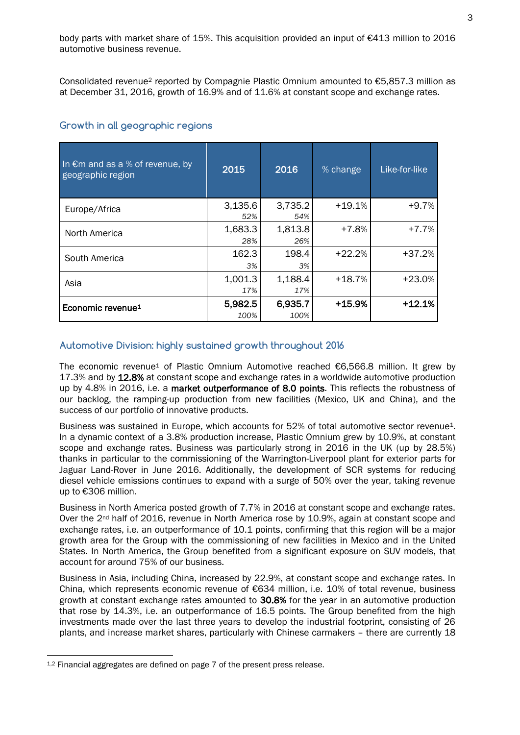body parts with market share of 15%. This acquisition provided an input of €413 million to 2016 automotive business revenue.

Consolidated revenue[2] reported by Compagnie Plastic Omnium amounted to €5,857.3 million as at December 31, 2016, growth of 16.9% and of 11.6% at constant scope and exchange rates.

## Growth in all geographic regions

| In €m and as a % of revenue, by geographic region | 2015 | 2016 | % change | Like-for-like |
|---|---|---|---|---|
| Europe/Africa | 3,135.6<br>*52%* | 3,735.2<br>*54%* | +19.1% | +9.7% |
| North America | 1,683.3<br>*28%* | 1,813.8<br>*26%* | +7.8% | +7.7% |
| South America | 162.3<br>*3%* | 198.4<br>*3%* | +22.2% | +37.2% |
| Asia | 1,001.3<br>*17%* | 1,188.4<br>*17%* | +18.7% | +23.0% |
| **Economic revenue[1]** | **5,982.5**<br>*100%* | **6,935.7**<br>*100%* | **+15.9%** | **+12.1%** |

## Automotive Division: highly sustained growth throughout 2016

The economic revenue[1] of Plastic Omnium Automotive reached €6,566.8 million. It grew by 17.3% and by **12.8%** at constant scope and exchange rates in a worldwide automotive production up by 4.8% in 2016, i.e. a **market outperformance of 8.0 points**. This reflects the robustness of our backlog, the ramping-up production from new facilities (Mexico, UK and China), and the success of our portfolio of innovative products.

Business was sustained in Europe, which accounts for 52% of total automotive sector revenue[1]. In a dynamic context of a 3.8% production increase, Plastic Omnium grew by 10.9%, at constant scope and exchange rates. Business was particularly strong in 2016 in the UK (up by 28.5%) thanks in particular to the commissioning of the Warrington-Liverpool plant for exterior parts for Jaguar Land-Rover in June 2016. Additionally, the development of SCR systems for reducing diesel vehicle emissions continues to expand with a surge of 50% over the year, taking revenue up to €306 million.

Business in North America posted growth of 7.7% in 2016 at constant scope and exchange rates. Over the 2nd half of 2016, revenue in North America rose by 10.9%, again at constant scope and exchange rates, i.e. an outperformance of 10.1 points, confirming that this region will be a major growth area for the Group with the commissioning of new facilities in Mexico and in the United States. In North America, the Group benefited from a significant exposure on SUV models, that account for around 75% of our business.

Business in Asia, including China, increased by 22.9%, at constant scope and exchange rates. In China, which represents economic revenue of €634 million, i.e. 10% of total revenue, business growth at constant exchange rates amounted to **30.8%** for the year in an automotive production that rose by 14.3%, i.e. an outperformance of 16.5 points. The Group benefited from the high investments made over the last three years to develop the industrial footprint, consisting of 26 plants, and increase market shares, particularly with Chinese carmakers – there are currently 18

---

[1,2] Financial aggregates are defined on page 7 of the present press release.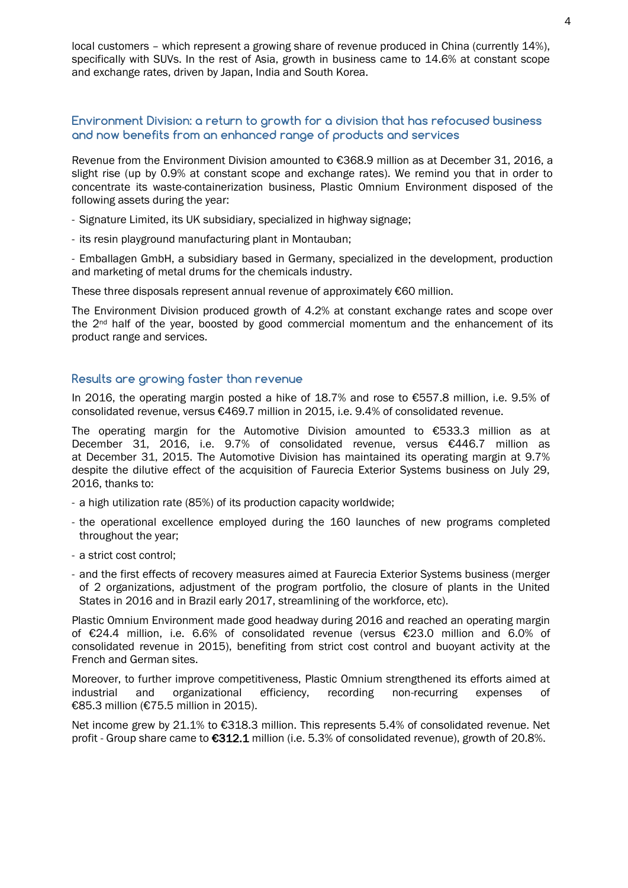local customers – which represent a growing share of revenue produced in China (currently 14%), specifically with SUVs. In the rest of Asia, growth in business came to 14.6% at constant scope and exchange rates, driven by Japan, India and South Korea.

## Environment Division: a return to growth for a division that has refocused business and now benefits from an enhanced range of products and services

Revenue from the Environment Division amounted to €368.9 million as at December 31, 2016, a slight rise (up by 0.9% at constant scope and exchange rates). We remind you that in order to concentrate its waste-containerization business, Plastic Omnium Environment disposed of the following assets during the year:

- Signature Limited, its UK subsidiary, specialized in highway signage;
- its resin playground manufacturing plant in Montauban;
- Emballagen GmbH, a subsidiary based in Germany, specialized in the development, production and marketing of metal drums for the chemicals industry.

These three disposals represent annual revenue of approximately €60 million.

The Environment Division produced growth of 4.2% at constant exchange rates and scope over the 2nd half of the year, boosted by good commercial momentum and the enhancement of its product range and services.

## Results are growing faster than revenue

In 2016, the operating margin posted a hike of 18.7% and rose to €557.8 million, i.e. 9.5% of consolidated revenue, versus €469.7 million in 2015, i.e. 9.4% of consolidated revenue.

The operating margin for the Automotive Division amounted to €533.3 million as at December 31, 2016, i.e. 9.7% of consolidated revenue, versus €446.7 million as at December 31, 2015. The Automotive Division has maintained its operating margin at 9.7% despite the dilutive effect of the acquisition of Faurecia Exterior Systems business on July 29, 2016, thanks to:

- a high utilization rate (85%) of its production capacity worldwide;
- the operational excellence employed during the 160 launches of new programs completed throughout the year;
- a strict cost control;
- and the first effects of recovery measures aimed at Faurecia Exterior Systems business (merger of 2 organizations, adjustment of the program portfolio, the closure of plants in the United States in 2016 and in Brazil early 2017, streamlining of the workforce, etc).

Plastic Omnium Environment made good headway during 2016 and reached an operating margin of €24.4 million, i.e. 6.6% of consolidated revenue (versus €23.0 million and 6.0% of consolidated revenue in 2015), benefiting from strict cost control and buoyant activity at the French and German sites.

Moreover, to further improve competitiveness, Plastic Omnium strengthened its efforts aimed at industrial and organizational efficiency, recording non-recurring expenses of €85.3 million (€75.5 million in 2015).

Net income grew by 21.1% to €318.3 million. This represents 5.4% of consolidated revenue. Net profit - Group share came to **€312.1** million (i.e. 5.3% of consolidated revenue), growth of 20.8%.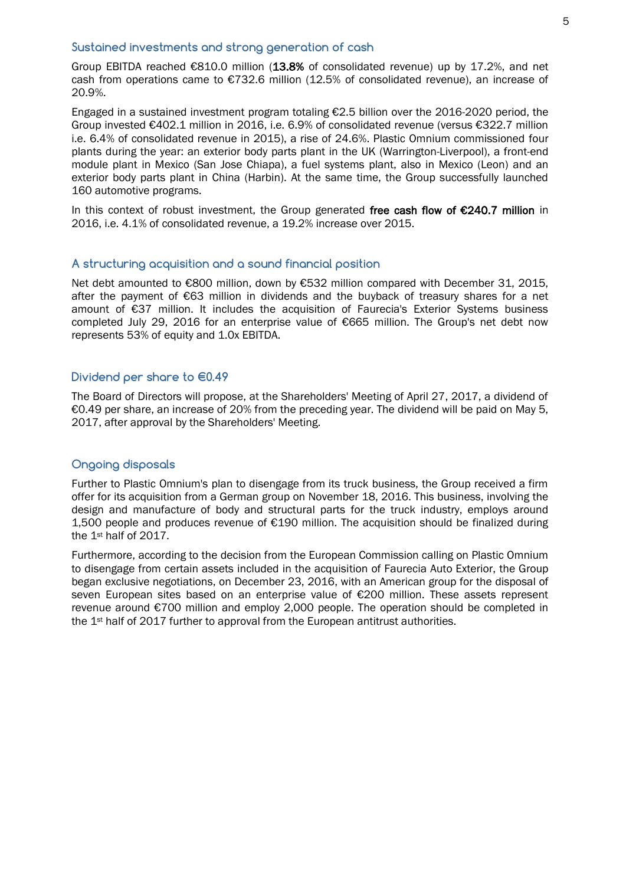## Sustained investments and strong generation of cash

Group EBITDA reached €810.0 million (**13.8%** of consolidated revenue) up by 17.2%, and net cash from operations came to €732.6 million (12.5% of consolidated revenue), an increase of 20.9%.

Engaged in a sustained investment program totaling €2.5 billion over the 2016-2020 period, the Group invested €402.1 million in 2016, i.e. 6.9% of consolidated revenue (versus €322.7 million i.e. 6.4% of consolidated revenue in 2015), a rise of 24.6%. Plastic Omnium commissioned four plants during the year: an exterior body parts plant in the UK (Warrington-Liverpool), a front-end module plant in Mexico (San Jose Chiapa), a fuel systems plant, also in Mexico (Leon) and an exterior body parts plant in China (Harbin). At the same time, the Group successfully launched 160 automotive programs.

In this context of robust investment, the Group generated **free cash flow of €240.7 million** in 2016, i.e. 4.1% of consolidated revenue, a 19.2% increase over 2015.

## A structuring acquisition and a sound financial position

Net debt amounted to €800 million, down by €532 million compared with December 31, 2015, after the payment of €63 million in dividends and the buyback of treasury shares for a net amount of €37 million. It includes the acquisition of Faurecia's Exterior Systems business completed July 29, 2016 for an enterprise value of €665 million. The Group's net debt now represents 53% of equity and 1.0x EBITDA.

## Dividend per share to €0.49

The Board of Directors will propose, at the Shareholders' Meeting of April 27, 2017, a dividend of €0.49 per share, an increase of 20% from the preceding year. The dividend will be paid on May 5, 2017, after approval by the Shareholders' Meeting.

## Ongoing disposals

Further to Plastic Omnium's plan to disengage from its truck business, the Group received a firm offer for its acquisition from a German group on November 18, 2016. This business, involving the design and manufacture of body and structural parts for the truck industry, employs around 1,500 people and produces revenue of €190 million. The acquisition should be finalized during the 1st half of 2017.

Furthermore, according to the decision from the European Commission calling on Plastic Omnium to disengage from certain assets included in the acquisition of Faurecia Auto Exterior, the Group began exclusive negotiations, on December 23, 2016, with an American group for the disposal of seven European sites based on an enterprise value of €200 million. These assets represent revenue around €700 million and employ 2,000 people. The operation should be completed in the 1st half of 2017 further to approval from the European antitrust authorities.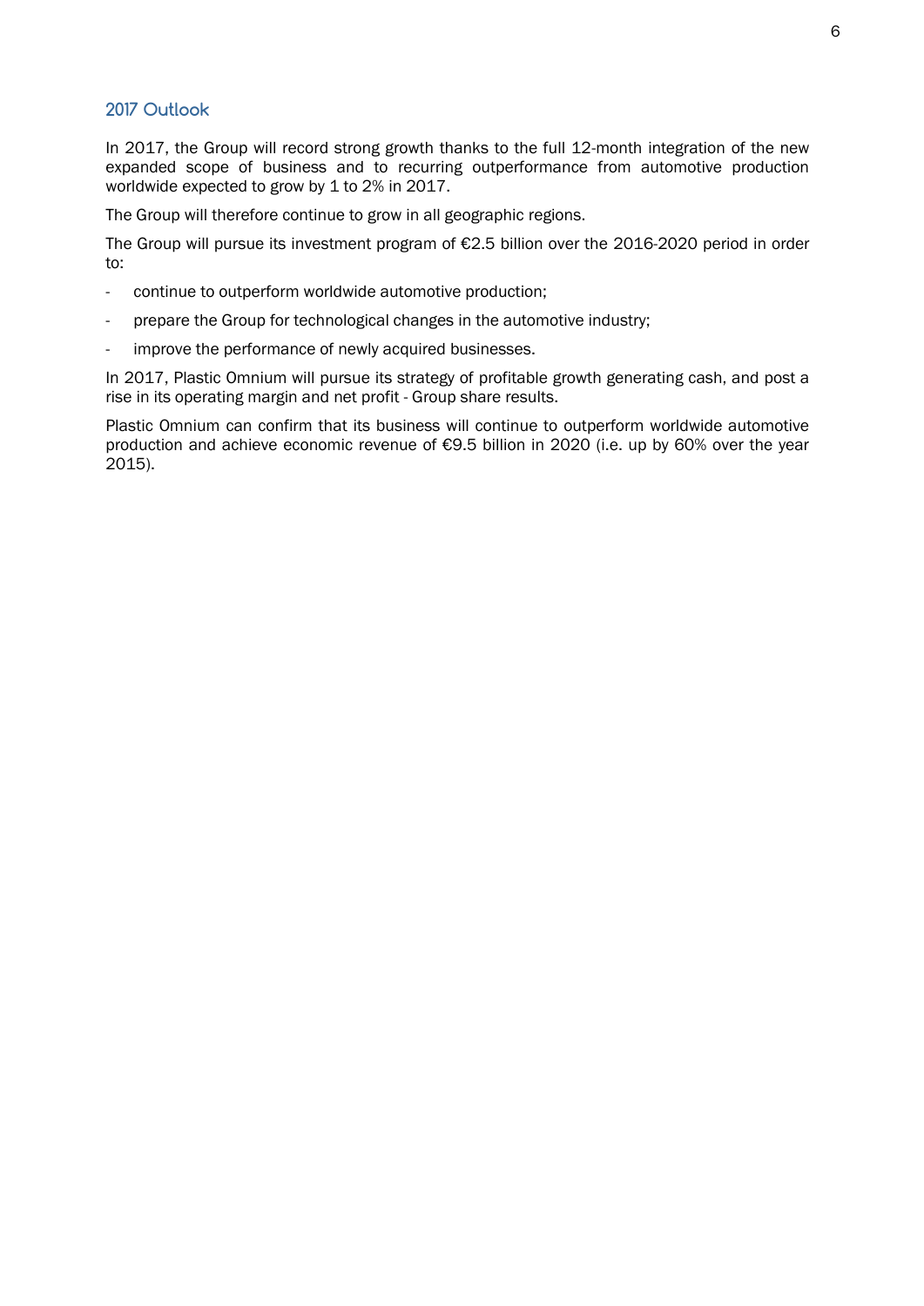## 2017 Outlook

In 2017, the Group will record strong growth thanks to the full 12-month integration of the new expanded scope of business and to recurring outperformance from automotive production worldwide expected to grow by 1 to 2% in 2017.

The Group will therefore continue to grow in all geographic regions.

The Group will pursue its investment program of €2.5 billion over the 2016-2020 period in order to:

- continue to outperform worldwide automotive production;
- prepare the Group for technological changes in the automotive industry;
- improve the performance of newly acquired businesses.

In 2017, Plastic Omnium will pursue its strategy of profitable growth generating cash, and post a rise in its operating margin and net profit - Group share results.

Plastic Omnium can confirm that its business will continue to outperform worldwide automotive production and achieve economic revenue of €9.5 billion in 2020 (i.e. up by 60% over the year 2015).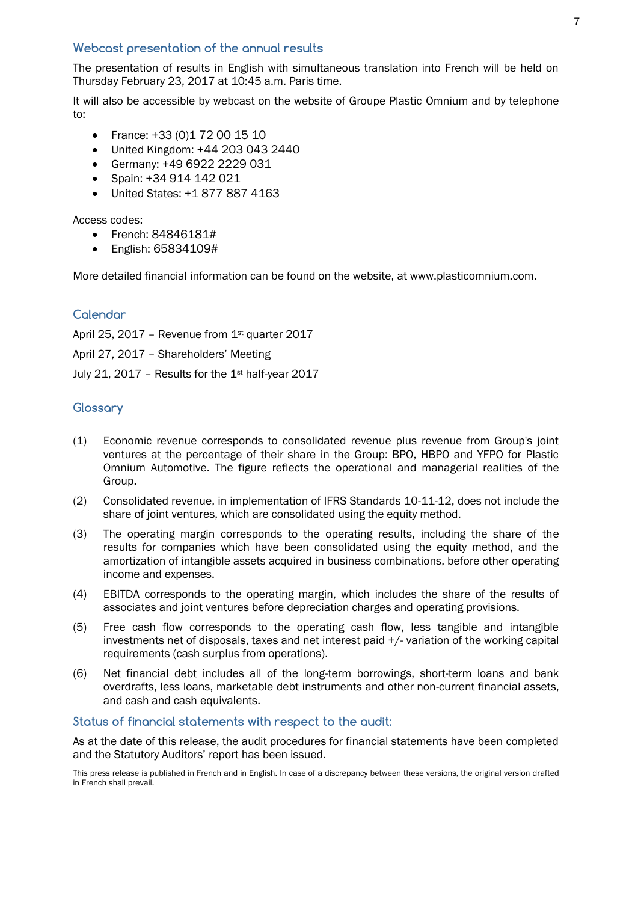## Webcast presentation of the annual results

The presentation of results in English with simultaneous translation into French will be held on Thursday February 23, 2017 at 10:45 a.m. Paris time.

It will also be accessible by webcast on the website of Groupe Plastic Omnium and by telephone to:

- France: +33 (0)1 72 00 15 10
- United Kingdom: +44 203 043 2440
- Germany: +49 6922 2229 031
- Spain: +34 914 142 021
- United States: +1 877 887 4163

Access codes:

- French: 84846181#
- English: 65834109#

More detailed financial information can be found on the website, at www.plasticomnium.com.

## Calendar

April 25, 2017 – Revenue from 1st quarter 2017

April 27, 2017 – Shareholders' Meeting

July 21, 2017 – Results for the 1st half-year 2017

## Glossary

(1) Economic revenue corresponds to consolidated revenue plus revenue from Group's joint ventures at the percentage of their share in the Group: BPO, HBPO and YFPO for Plastic Omnium Automotive. The figure reflects the operational and managerial realities of the Group.

(2) Consolidated revenue, in implementation of IFRS Standards 10-11-12, does not include the share of joint ventures, which are consolidated using the equity method.

(3) The operating margin corresponds to the operating results, including the share of the results for companies which have been consolidated using the equity method, and the amortization of intangible assets acquired in business combinations, before other operating income and expenses.

(4) EBITDA corresponds to the operating margin, which includes the share of the results of associates and joint ventures before depreciation charges and operating provisions.

(5) Free cash flow corresponds to the operating cash flow, less tangible and intangible investments net of disposals, taxes and net interest paid +/- variation of the working capital requirements (cash surplus from operations).

(6) Net financial debt includes all of the long-term borrowings, short-term loans and bank overdrafts, less loans, marketable debt instruments and other non-current financial assets, and cash and cash equivalents.

## Status of financial statements with respect to the audit:

As at the date of this release, the audit procedures for financial statements have been completed and the Statutory Auditors' report has been issued.

This press release is published in French and in English. In case of a discrepancy between these versions, the original version drafted in French shall prevail.